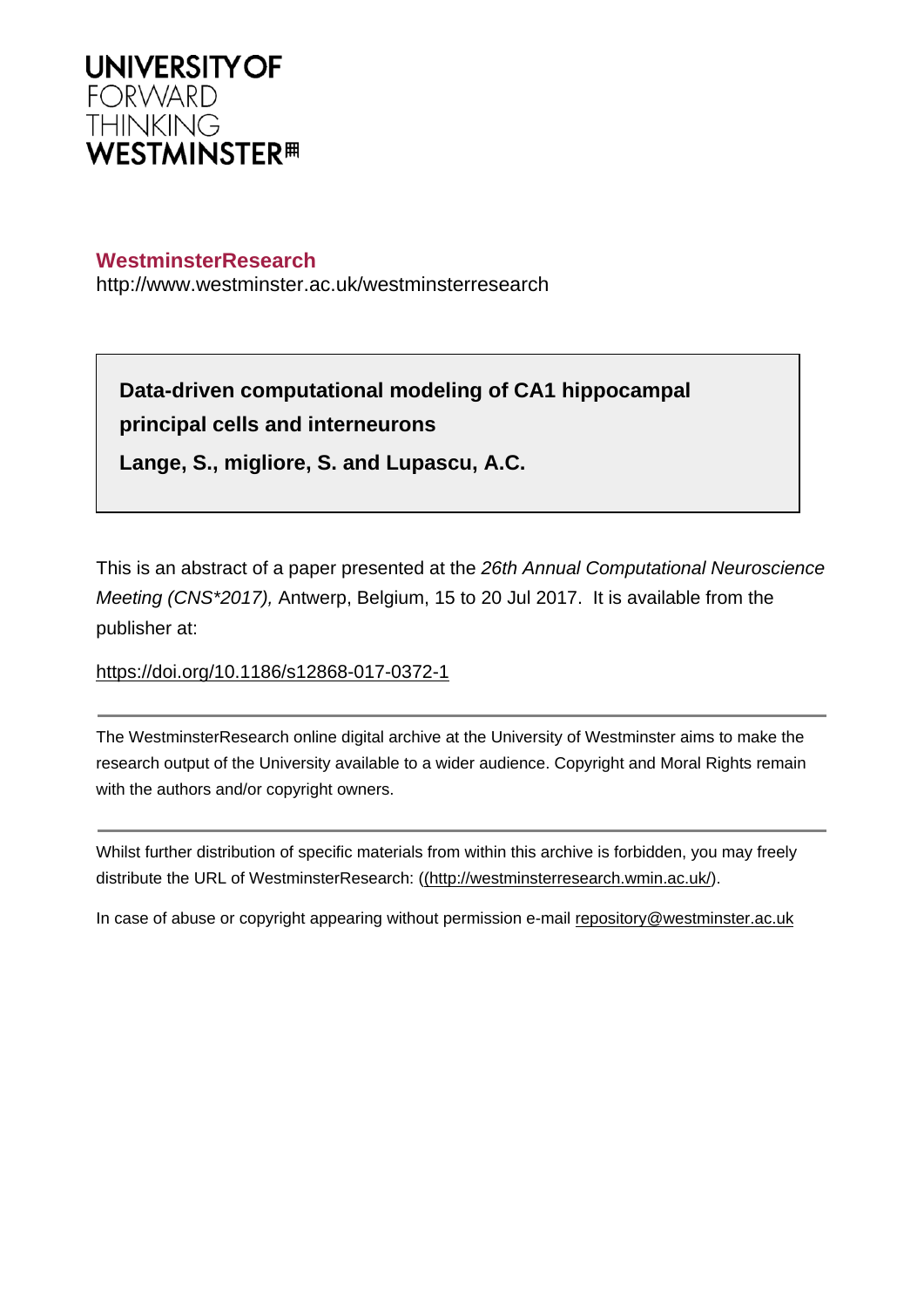**UNIVERSITY OF**
FORWARD
THINKING
**WESTMINSTER**

**WestminsterResearch**

http://www.westminster.ac.uk/westminsterresearch

**Data-driven computational modeling of CA1 hippocampal principal cells and interneurons**

**Lange, S., migliore, S. and Lupascu, A.C.**

This is an abstract of a paper presented at the *26th Annual Computational Neuroscience Meeting (CNS*2017),* Antwerp, Belgium, 15 to 20 Jul 2017. It is available from the publisher at:

https://doi.org/10.1186/s12868-017-0372-1

---

The WestminsterResearch online digital archive at the University of Westminster aims to make the research output of the University available to a wider audience. Copyright and Moral Rights remain with the authors and/or copyright owners.

---

Whilst further distribution of specific materials from within this archive is forbidden, you may freely distribute the URL of WestminsterResearch: ((http://westminsterresearch.wmin.ac.uk/).

In case of abuse or copyright appearing without permission e-mail repository@westminster.ac.uk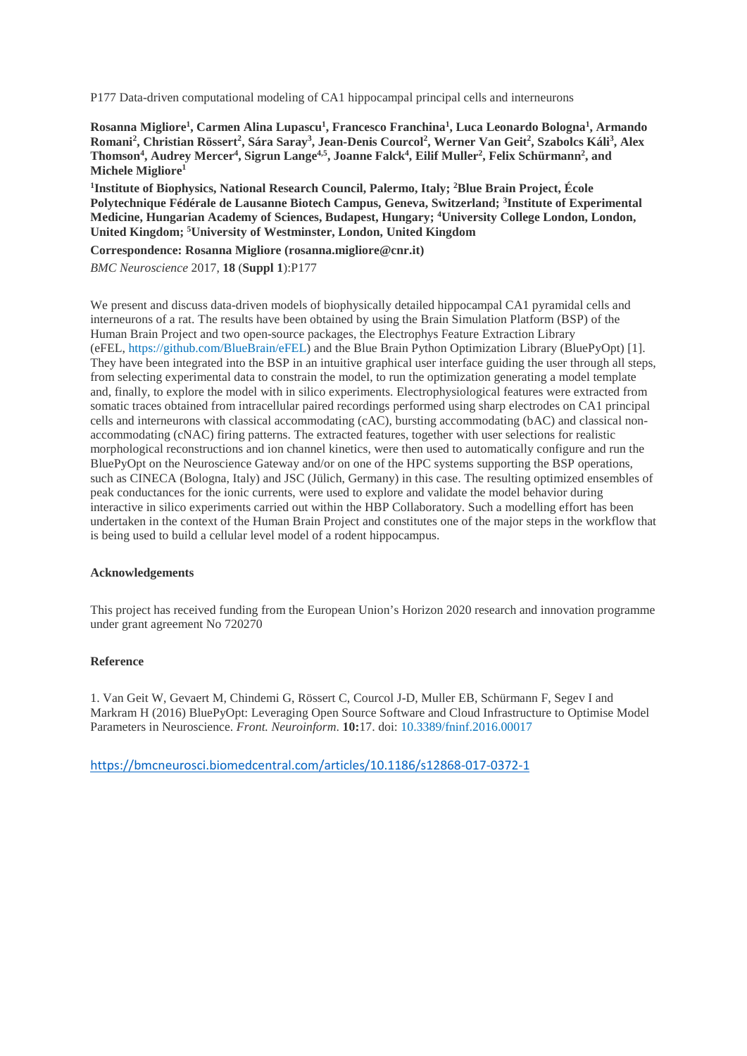P177 Data-driven computational modeling of CA1 hippocampal principal cells and interneurons

**Rosanna Migliore[1], Carmen Alina Lupascu[1], Francesco Franchina[1], Luca Leonardo Bologna[1], Armando Romani[2], Christian Rössert[2], Sára Saray[3], Jean-Denis Courcol[2], Werner Van Geit[2], Szabolcs Káli[3], Alex Thomson[4], Audrey Mercer[4], Sigrun Lange[4,5], Joanne Falck[4], Eilif Muller[2], Felix Schürmann[2], and Michele Migliore[1]**

**[1]Institute of Biophysics, National Research Council, Palermo, Italy; [2]Blue Brain Project, École Polytechnique Fédérale de Lausanne Biotech Campus, Geneva, Switzerland; [3]Institute of Experimental Medicine, Hungarian Academy of Sciences, Budapest, Hungary; [4]University College London, London, United Kingdom; [5]University of Westminster, London, United Kingdom**

**Correspondence: Rosanna Migliore (rosanna.migliore@cnr.it)**

*BMC Neuroscience* 2017, **18** (**Suppl 1**):P177

We present and discuss data-driven models of biophysically detailed hippocampal CA1 pyramidal cells and interneurons of a rat. The results have been obtained by using the Brain Simulation Platform (BSP) of the Human Brain Project and two open-source packages, the Electrophys Feature Extraction Library (eFEL, https://github.com/BlueBrain/eFEL) and the Blue Brain Python Optimization Library (BluePyOpt) [1]. They have been integrated into the BSP in an intuitive graphical user interface guiding the user through all steps, from selecting experimental data to constrain the model, to run the optimization generating a model template and, finally, to explore the model with in silico experiments. Electrophysiological features were extracted from somatic traces obtained from intracellular paired recordings performed using sharp electrodes on CA1 principal cells and interneurons with classical accommodating (cAC), bursting accommodating (bAC) and classical non-accommodating (cNAC) firing patterns. The extracted features, together with user selections for realistic morphological reconstructions and ion channel kinetics, were then used to automatically configure and run the BluePyOpt on the Neuroscience Gateway and/or on one of the HPC systems supporting the BSP operations, such as CINECA (Bologna, Italy) and JSC (Jülich, Germany) in this case. The resulting optimized ensembles of peak conductances for the ionic currents, were used to explore and validate the model behavior during interactive in silico experiments carried out within the HBP Collaboratory. Such a modelling effort has been undertaken in the context of the Human Brain Project and constitutes one of the major steps in the workflow that is being used to build a cellular level model of a rodent hippocampus.

#### Acknowledgements

This project has received funding from the European Union's Horizon 2020 research and innovation programme under grant agreement No 720270

#### Reference

1. Van Geit W, Gevaert M, Chindemi G, Rössert C, Courcol J-D, Muller EB, Schürmann F, Segev I and Markram H (2016) BluePyOpt: Leveraging Open Source Software and Cloud Infrastructure to Optimise Model Parameters in Neuroscience. *Front. Neuroinform.* **10:**17. doi: 10.3389/fninf.2016.00017

https://bmcneurosci.biomedcentral.com/articles/10.1186/s12868-017-0372-1